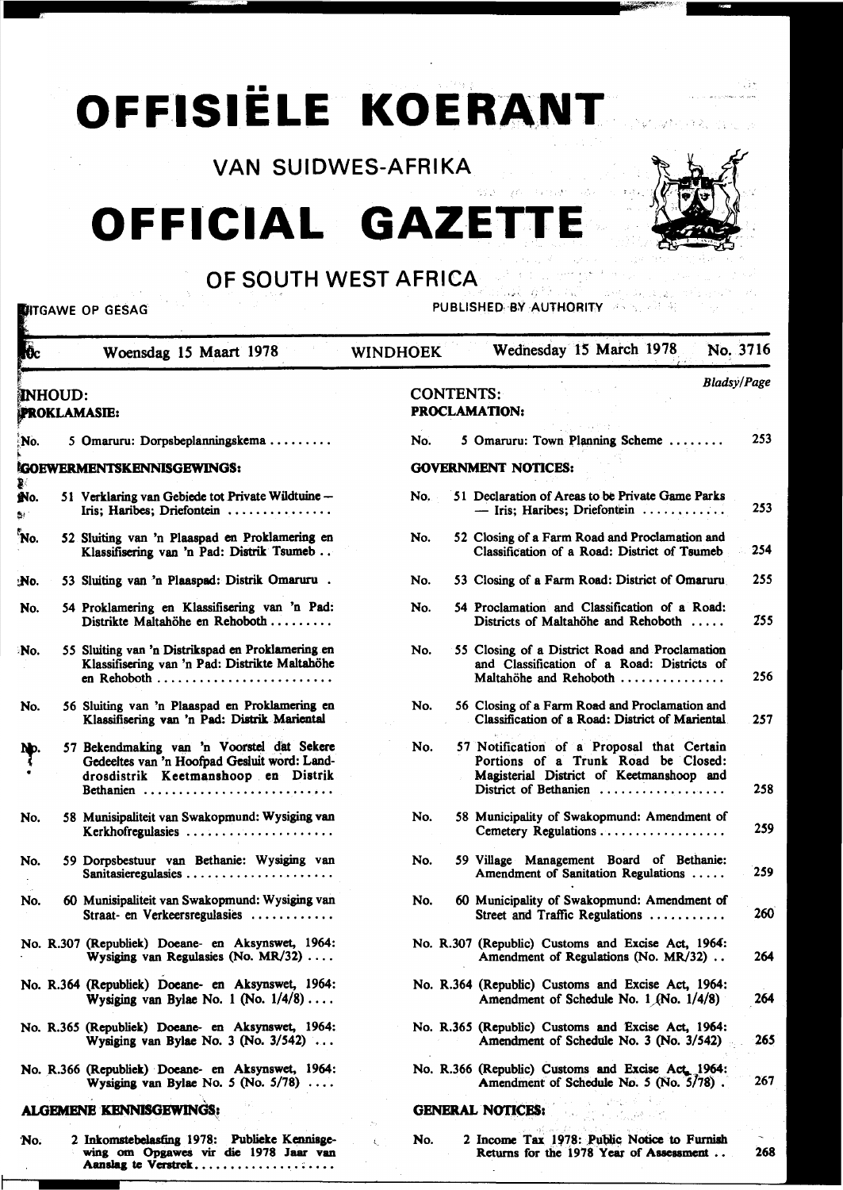# OFFISIËLE KOERANT

## VAN SUIDWES-AFRIKA

# OFFICIAL GAZETTE

## OF SOUTH WEST AFRICA

UITGAWE OP GESAG | PUBLISHED BY AUTHORITY

10c | Woensdag 15 Maart 1978 | WINDHOEK | Wednesday 15 March 1978 | No. 3716

| INHOUD: | CONTENTS: | Bladsy/Page |
|---|---|---|
| **PROKLAMASIE:** | **PROCLAMATION:** | |
| No. 5 Omaruru: Dorpsbeplanningskema ........ | No. 5 Omaruru: Town Planning Scheme ........ | 253 |
| **GOEWERMENTSKENNISGEWINGS:** | **GOVERNMENT NOTICES:** | |
| No. 51 Verklaring van Gebiede tot Private Wildtuine — Iris; Haribes; Driefontein .............. | No. 51 Declaration of Areas to be Private Game Parks — Iris; Haribes; Driefontein ............ | 253 |
| No. 52 Sluiting van 'n Plaaspad en Proklamering en Klassifisering van 'n Pad: Distrik Tsumeb .. | No. 52 Closing of a Farm Road and Proclamation and Classification of a Road: District of Tsumeb | 254 |
| No. 53 Sluiting van 'n Plaaspad: Distrik Omaruru . | No. 53 Closing of a Farm Road: District of Omaruru | 255 |
| No. 54 Proklamering en Klassifisering van 'n Pad: Distrikte Maltahöhe en Rehoboth ......... | No. 54 Proclamation and Classification of a Road: Districts of Maltahöhe and Rehoboth ..... | 255 |
| No. 55 Sluiting van 'n Distrikspad en Proklamering en Klassifisering van 'n Pad: Distrikte Maltahöhe en Rehoboth ........................ | No. 55 Closing of a District Road and Proclamation and Classification of a Road: Districts of Maltahöhe and Rehoboth ............... | 256 |
| No. 56 Sluiting van 'n Plaaspad en Proklamering en Klassifisering van 'n Pad: Distrik Mariental | No. 56 Closing of a Farm Road and Proclamation and Classification of a Road: District of Mariental | 257 |
| No. 57 Bekendmaking van 'n Voorstel dat Sekere Gedeeltes van 'n Hoofpad Gesluit word: Landdrosdistrik Keetmanshoop en Distrik Bethanien .......................... | No. 57 Notification of a Proposal that Certain Portions of a Trunk Road be Closed: Magisterial District of Keetmanshoop and District of Bethanien .................. | 258 |
| No. 58 Munisipaliteit van Swakopmund: Wysiging van Kerkhofregulasies .................... | No. 58 Municipality of Swakopmund: Amendment of Cemetery Regulations .................. | 259 |
| No. 59 Dorpsbestuur van Bethanie: Wysiging van Sanitasieregulasies .................... | No. 59 Village Management Board of Bethanie: Amendment of Sanitation Regulations ..... | 259 |
| No. 60 Munisipaliteit van Swakopmund: Wysiging van Straat- en Verkeersregulasies ........... | No. 60 Municipality of Swakopmund: Amendment of Street and Traffic Regulations ........... | 260 |
| No. R.307 (Republiek) Doeane- en Aksynswet, 1964: Wysiging van Regulasies (No. MR/32) .... | No. R.307 (Republic) Customs and Excise Act, 1964: Amendment of Regulations (No. MR/32) .. | 264 |
| No. R.364 (Republiek) Doeane- en Aksynswet, 1964: Wysiging van Bylae No. 1 (No. 1/4/8) .... | No. R.364 (Republic) Customs and Excise Act, 1964: Amendment of Schedule No. 1 (No. 1/4/8) | 264 |
| No. R.365 (Republiek) Doeane- en Aksynswet, 1964: Wysiging van Bylae No. 3 (No. 3/542) ... | No. R.365 (Republic) Customs and Excise Act, 1964: Amendment of Schedule No. 3 (No. 3/542) | 265 |
| No. R.366 (Republiek) Doeane- en Aksynswet, 1964: Wysiging van Bylae No. 5 (No. 5/78) .... | No. R.366 (Republic) Customs and Excise Act, 1964: Amendment of Schedule No. 5 (No. 5/78) . | 267 |
| **ALGEMENE KENNISGEWINGS:** | **GENERAL NOTICES:** | |
| No. 2 Inkomstebelasting 1978: Publieke Kennisgewing om Opgawes vir die 1978 Jaar van Aanslag te Verstrek.................... | No. 2 Income Tax 1978: Public Notice to Furnish Returns for the 1978 Year of Assessment .. | 268 |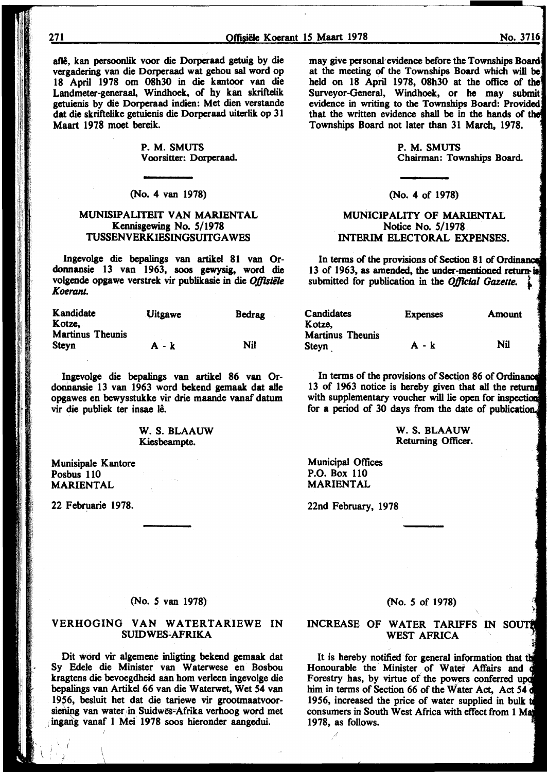aflê, kan persoonlik voor die Dorperaad getuig by die vergadering van die Dorperaad wat gehou sal word op 18 April 1978 om 08h30 in die kantoor van die Landmeter-generaal, Windhoek, of hy kan skriftelik getuienis by die Dorperaad indien: Met dien verstande dat die skriftelike getuienis die Dorperaad uiterlik op 31 Maart 1978 moet bereik.

**P. M. SMUTS**
**Voorsitter: Dorperaad.**

(No. 4 van 1978)

**MUNISIPALITEIT VAN MARIENTAL**
**Kennisgewing No. 5/1978**
**TUSSENVERKIESINGSUITGAWES**

Ingevolge die bepalings van artikel 81 van Ordonnansie 13 van 1963, soos gewysig, word die volgende opgawe verstrek vir publikasie in die *Offisiële Koerant*.

| Kandidate | Uitgawe | Bedrag |
|---|---|---|
| Kotze, Martinus Theunis Steyn | A - k | Nil |

Ingevolge die bepalings van artikel 86 van Ordonnansie 13 van 1963 word bekend gemaak dat alle opgawes en bewysstukke vir drie maande vanaf datum vir die publiek ter insae lê.

**W. S. BLAAUW**
**Kiesbeampte.**

**Munisipale Kantore**
**Posbus 110**
**MARIENTAL**

22 Februarie 1978.

(No. 5 van 1978)

**VERHOGING VAN WATERTARIEWE IN SUIDWES-AFRIKA**

Dit word vir algemene inligting bekend gemaak dat Sy Edele die Minister van Waterwese en Bosbou kragtens die bevoegdheid aan hom verleen ingevolge die bepalings van Artikel 66 van die Waterwet, Wet 54 van 1956, besluit het dat die tariewe vir grootmaatvoorsiening van water in Suidwes-Afrika verhoog word met ingang vanaf 1 Mei 1978 soos hieronder aangedui.

may give personal evidence before the Townships Board at the meeting of the Townships Board which will be held on 18 April 1978, 08h30 at the office of the Surveyor-General, Windhoek, or he may submit evidence in writing to the Townships Board: Provided that the written evidence shall be in the hands of the Townships Board not later than 31 March, 1978.

**P. M. SMUTS**
**Chairman: Townships Board.**

(No. 4 of 1978)

**MUNICIPALITY OF MARIENTAL**
**Notice No. 5/1978**
**INTERIM ELECTORAL EXPENSES.**

In terms of the provisions of Section 81 of Ordinance 13 of 1963, as amended, the under-mentioned return is submitted for publication in the *Official Gazette*.

| Candidates | Expenses | Amount |
|---|---|---|
| Kotze, Martinus Theunis Steyn | A - k | Nil |

In terms of the provisions of Section 86 of Ordinance 13 of 1963 notice is hereby given that all the returns with supplementary voucher will lie open for inspection for a period of 30 days from the date of publication.

**W. S. BLAAUW**
**Returning Officer.**

**Municipal Offices**
**P.O. Box 110**
**MARIENTAL**

22nd February, 1978

(No. 5 of 1978)

**INCREASE OF WATER TARIFFS IN SOUTH WEST AFRICA**

It is hereby notified for general information that the Honourable the Minister of Water Affairs and of Forestry has, by virtue of the powers conferred upon him in terms of Section 66 of the Water Act, Act 54 of 1956, increased the price of water supplied in bulk to consumers in South West Africa with effect from 1 May 1978, as follows.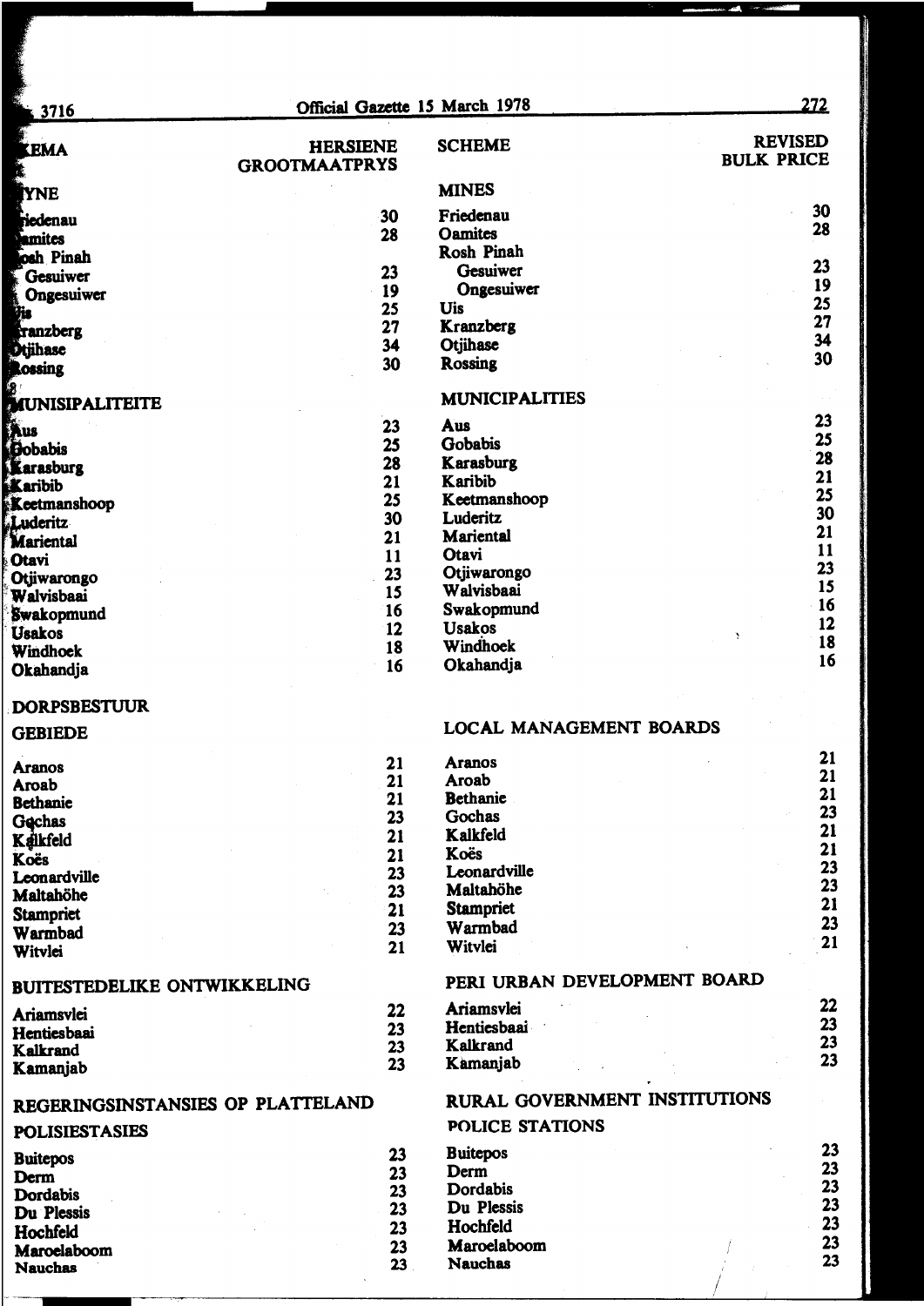| SKEMA | HERSIENE GROOTMAATPRYS | SCHEME | REVISED BULK PRICE |
|---|---|---|---|
| **MYNE** | | **MINES** | |
| Friedenau | 30 | Friedenau | 30 |
| Oamites | 28 | Oamites | 28 |
| Rosh Pinah | | Rosh Pinah | |
| Gesuiwer | 23 | Gesuiwer | 23 |
| Ongesuiwer | 19 | Ongesuiwer | 19 |
| Uis | 25 | Uis | 25 |
| Kranzberg | 27 | Kranzberg | 27 |
| Otjihase | 34 | Otjihase | 34 |
| Rossing | 30 | Rossing | 30 |
| **MUNISIPALITEITE** | | **MUNICIPALITIES** | |
| Aus | 23 | Aus | 23 |
| Gobabis | 25 | Gobabis | 25 |
| Karasburg | 28 | Karasburg | 28 |
| Karibib | 21 | Karibib | 21 |
| Keetmanshoop | 25 | Keetmanshoop | 25 |
| Luderitz | 30 | Luderitz | 30 |
| Mariental | 21 | Mariental | 21 |
| Otavi | 11 | Otavi | 11 |
| Otjiwarongo | 23 | Otjiwarongo | 23 |
| Walvisbaai | 15 | Walvisbaai | 15 |
| Swakopmund | 16 | Swakopmund | 16 |
| Usakos | 12 | Usakos | 12 |
| Windhoek | 18 | Windhoek | 18 |
| Okahandja | 16 | Okahandja | 16 |
| **DORPSBESTUUR GEBIEDE** | | **LOCAL MANAGEMENT BOARDS** | |
| Aranos | 21 | Aranos | 21 |
| Aroab | 21 | Aroab | 21 |
| Bethanie | 21 | Bethanie | 21 |
| Gochas | 23 | Gochas | 23 |
| Kalkfeld | 21 | Kalkfeld | 21 |
| Koës | 21 | Koës | 21 |
| Leonardville | 23 | Leonardville | 23 |
| Maltahöhe | 23 | Maltahöhe | 23 |
| Stampriet | 21 | Stampriet | 21 |
| Warmbad | 23 | Warmbad | 23 |
| Witvlei | 21 | Witvlei | 21 |
| **BUITESTEDELIKE ONTWIKKELING** | | **PERI URBAN DEVELOPMENT BOARD** | |
| Ariamsvlei | 22 | Ariamsvlei | 22 |
| Hentiesbaai | 23 | Hentiesbaai | 23 |
| Kalkrand | 23 | Kalkrand | 23 |
| Kamanjab | 23 | Kamanjab | 23 |
| **REGERINGSINSTANSIES OP PLATTELAND** | | **RURAL GOVERNMENT INSTITUTIONS** | |
| **POLISIESTASIES** | | **POLICE STATIONS** | |
| Buitepos | 23 | Buitepos | 23 |
| Derm | 23 | Derm | 23 |
| Dordabis | 23 | Dordabis | 23 |
| Du Plessis | 23 | Du Plessis | 23 |
| Hochfeld | 23 | Hochfeld | 23 |
| Maroelaboom | 23 | Maroelaboom | 23 |
| Nauchas | 23 | Nauchas | 23 |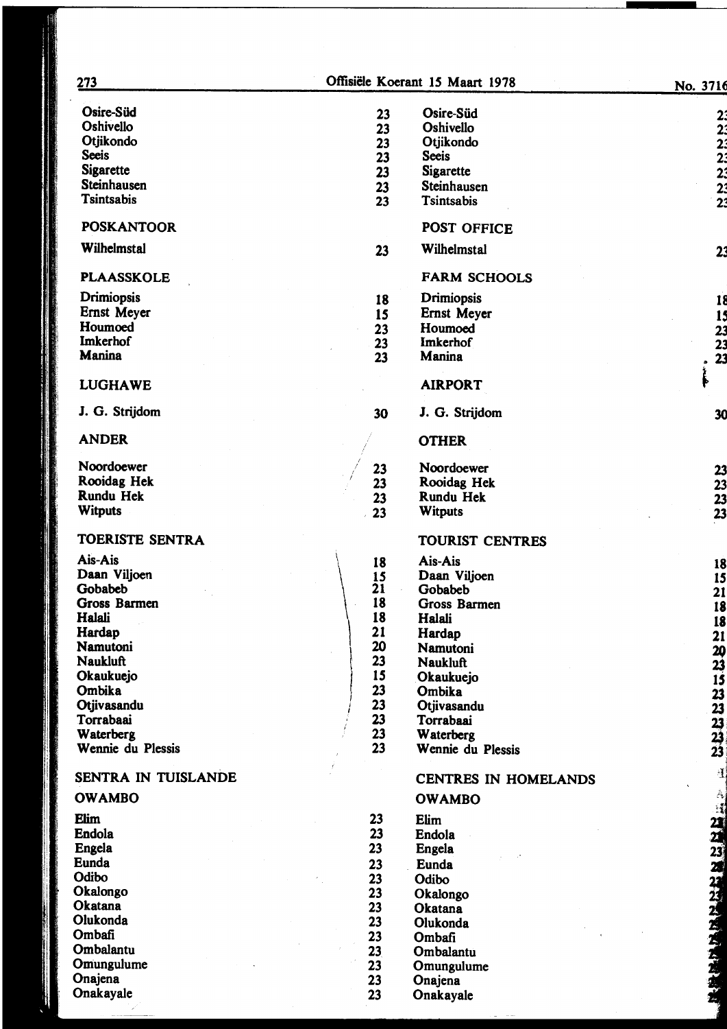| Afrikaans | | English | |
|---|---|---|---|
| Osire-Süd | 23 | Osire-Süd | 23 |
| Oshivello | 23 | Oshivello | 23 |
| Otjikondo | 23 | Otjikondo | 23 |
| Seeis | 23 | Seeis | 23 |
| Sigarette | 23 | Sigarette | 23 |
| Steinhausen | 23 | Steinhausen | 23 |
| Tsintsabis | 23 | Tsintsabis | 23 |
| **POSKANTOOR** | | **POST OFFICE** | |
| Wilhelmstal | 23 | Wilhelmstal | 23 |
| **PLAASSKOLE** | | **FARM SCHOOLS** | |
| Drimiopsis | 18 | Drimiopsis | 18 |
| Ernst Meyer | 15 | Ernst Meyer | 15 |
| Houmoed | 23 | Houmoed | 23 |
| Imkerhof | 23 | Imkerhof | 23 |
| Manina | 23 | Manina | 23 |
| **LUGHAWE** | | **AIRPORT** | |
| J. G. Strijdom | 30 | J. G. Strijdom | 30 |
| **ANDER** | | **OTHER** | |
| Noordoewer | 23 | Noordoewer | 23 |
| Rooidag Hek | 23 | Rooidag Hek | 23 |
| Rundu Hek | 23 | Rundu Hek | 23 |
| Witputs | 23 | Witputs | 23 |
| **TOERISTE SENTRA** | | **TOURIST CENTRES** | |
| Ais-Ais | 18 | Ais-Ais | 18 |
| Daan Viljoen | 15 | Daan Viljoen | 15 |
| Gobabeb | 21 | Gobabeb | 21 |
| Gross Barmen | 18 | Gross Barmen | 18 |
| Halali | 18 | Halali | 18 |
| Hardap | 21 | Hardap | 21 |
| Namutoni | 20 | Namutoni | 20 |
| Naukluft | 23 | Naukluft | 23 |
| Okaukuejo | 15 | Okaukuejo | 15 |
| Ombika | 23 | Ombika | 23 |
| Otjivasandu | 23 | Otjivasandu | 23 |
| Torrabaai | 23 | Torrabaai | 23 |
| Waterberg | 23 | Waterberg | 23 |
| Wennie du Plessis | 23 | Wennie du Plessis | 23 |
| **SENTRA IN TUISLANDE** | | **CENTRES IN HOMELANDS** | |
| **OWAMBO** | | **OWAMBO** | |
| Elim | 23 | Elim | 23 |
| Endola | 23 | Endola | 23 |
| Engela | 23 | Engela | 23 |
| Eunda | 23 | Eunda | 23 |
| Odibo | 23 | Odibo | 23 |
| Okalongo | 23 | Okalongo | 23 |
| Okatana | 23 | Okatana | 23 |
| Olukonda | 23 | Olukonda | 23 |
| Ombafi | 23 | Ombafi | 23 |
| Ombalantu | 23 | Ombalantu | 23 |
| Omungulume | 23 | Omungulume | 23 |
| Onajena | 23 | Onajena | 23 |
| Onakayale | 23 | Onakayale | 23 |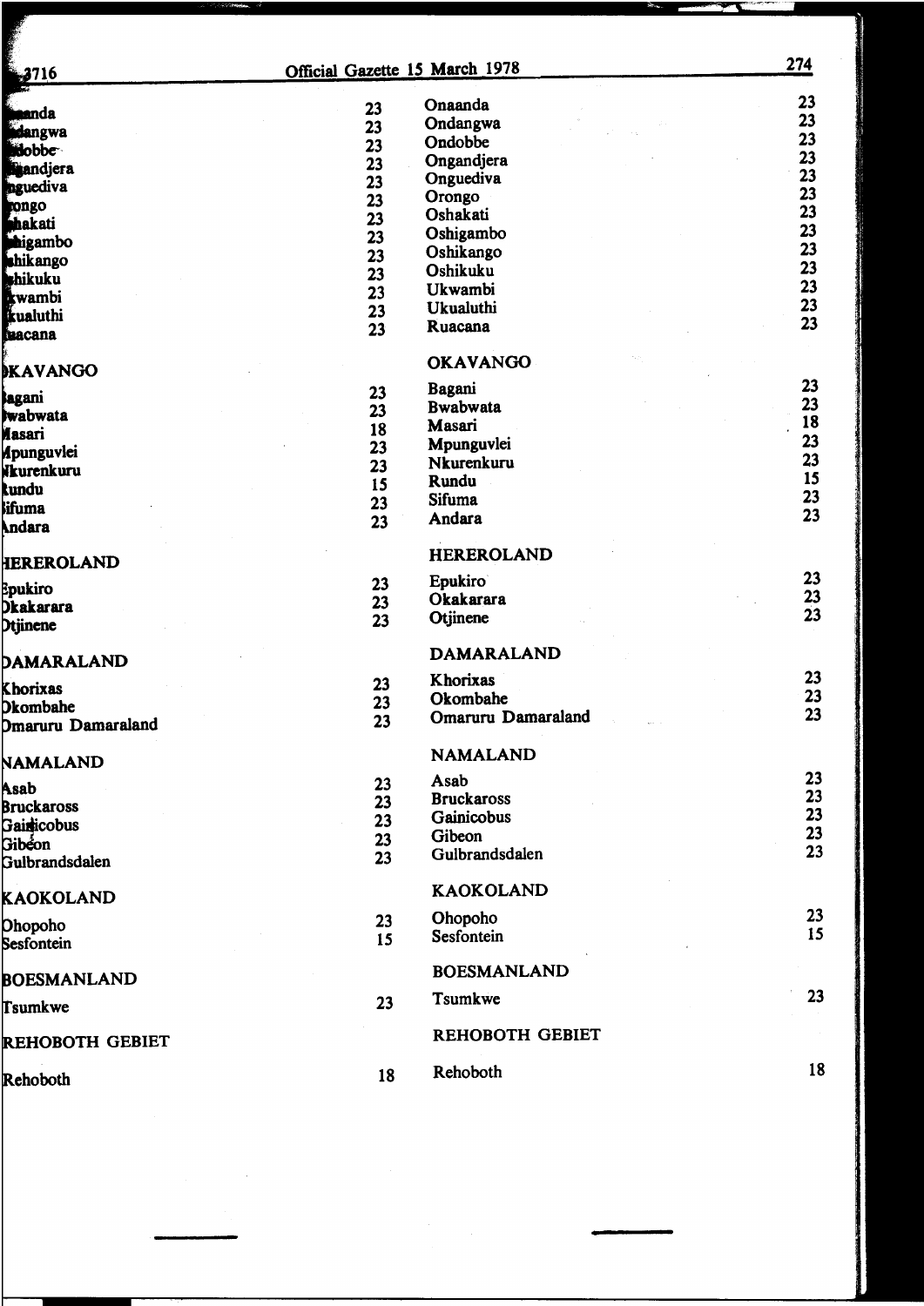| | | | |
|---|---|---|---|
| Onaanda | 23 | Onaanda | 23 |
| Ondangwa | 23 | Ondangwa | 23 |
| Ondobbe | 23 | Ondobbe | 23 |
| Ongandjera | 23 | Ongandjera | 23 |
| Onguediva | 23 | Onguediva | 23 |
| Orongo | 23 | Orongo | 23 |
| Oshakati | 23 | Oshakati | 23 |
| Oshigambo | 23 | Oshigambo | 23 |
| Oshikango | 23 | Oshikango | 23 |
| Oshikuku | 23 | Oshikuku | 23 |
| Ukwambi | 23 | Ukwambi | 23 |
| Ukualuthi | 23 | Ukualuthi | 23 |
| Ruacana | 23 | Ruacana | 23 |
| **OKAVANGO** | | **OKAVANGO** | |
| Bagani | 23 | Bagani | 23 |
| Bwabwata | 23 | Bwabwata | 23 |
| Masari | 18 | Masari | 18 |
| Mpunguvlei | 23 | Mpunguvlei | 23 |
| Nkurenkuru | 23 | Nkurenkuru | 23 |
| Rundu | 15 | Rundu | 15 |
| Sifuma | 23 | Sifuma | 23 |
| Andara | 23 | Andara | 23 |
| **HEREROLAND** | | **HEREROLAND** | |
| Epukiro | 23 | Epukiro | 23 |
| Okakarara | 23 | Okakarara | 23 |
| Otjinene | 23 | Otjinene | 23 |
| **DAMARALAND** | | **DAMARALAND** | |
| Khorixas | 23 | Khorixas | 23 |
| Okombahe | 23 | Okombahe | 23 |
| Omaruru Damaraland | 23 | Omaruru Damaraland | 23 |
| **NAMALAND** | | **NAMALAND** | |
| Asab | 23 | Asab | 23 |
| Bruckaross | 23 | Bruckaross | 23 |
| Gainicobus | 23 | Gainicobus | 23 |
| Gibeon | 23 | Gibeon | 23 |
| Gulbrandsdalen | 23 | Gulbrandsdalen | 23 |
| **KAOKOLAND** | | **KAOKOLAND** | |
| Ohopoho | 23 | Ohopoho | 23 |
| Sesfontein | 15 | Sesfontein | 15 |
| **BOESMANLAND** | | **BOESMANLAND** | |
| Tsumkwe | 23 | Tsumkwe | 23 |
| **REHOBOTH GEBIET** | | **REHOBOTH GEBIET** | |
| Rehoboth | 18 | Rehoboth | 18 |